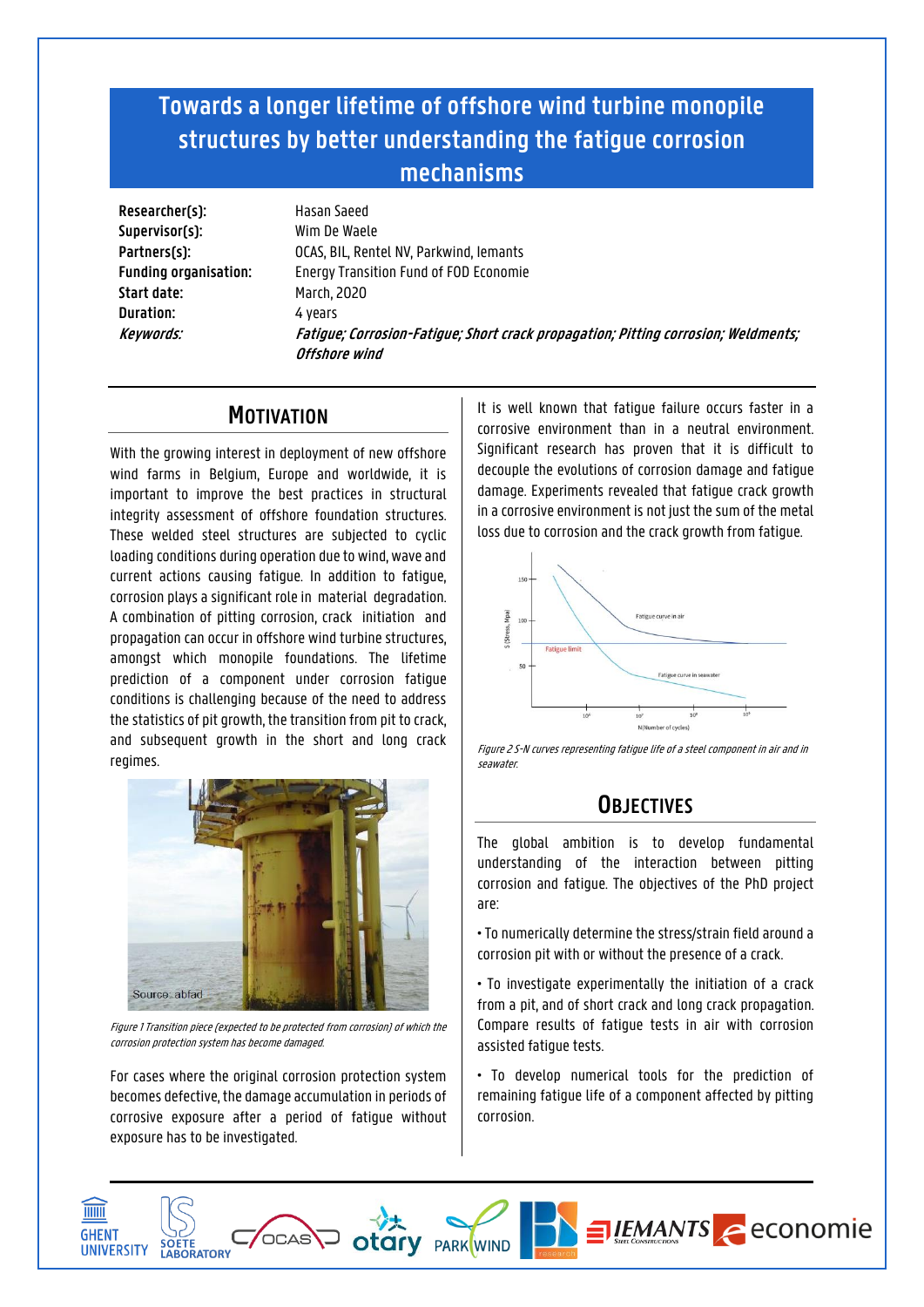# Towards a longer lifetime of offshore wind turbine monopile structures by better understanding the fatigue corrosion mechanisms

| | |
|---|---|
| **Researcher(s):** | Hasan Saeed |
| **Supervisor(s):** | Wim De Waele |
| **Partners(s):** | OCAS, BIL, Rentel NV, Parkwind, Iemants |
| **Funding organisation:** | Energy Transition Fund of FOD Economie |
| **Start date:** | March, 2020 |
| **Duration:** | 4 years |
| ***Keywords:*** | ***Fatigue; Corrosion-Fatigue; Short crack propagation; Pitting corrosion; Weldments; Offshore wind*** |

## Motivation

With the growing interest in deployment of new offshore wind farms in Belgium, Europe and worldwide, it is important to improve the best practices in structural integrity assessment of offshore foundation structures. These welded steel structures are subjected to cyclic loading conditions during operation due to wind, wave and current actions causing fatigue. In addition to fatigue, corrosion plays a significant role in material degradation. A combination of pitting corrosion, crack initiation and propagation can occur in offshore wind turbine structures, amongst which monopile foundations. The lifetime prediction of a component under corrosion fatigue conditions is challenging because of the need to address the statistics of pit growth, the transition from pit to crack, and subsequent growth in the short and long crack regimes.

*Figure 1 Transition piece (expected to be protected from corrosion) of which the corrosion protection system has become damaged.*

For cases where the original corrosion protection system becomes defective, the damage accumulation in periods of corrosive exposure after a period of fatigue without exposure has to be investigated.

It is well known that fatigue failure occurs faster in a corrosive environment than in a neutral environment. Significant research has proven that it is difficult to decouple the evolutions of corrosion damage and fatigue damage. Experiments revealed that fatigue crack growth in a corrosive environment is not just the sum of the metal loss due to corrosion and the crack growth from fatigue.

*Figure 2 S-N curves representing fatigue life of a steel component in air and in seawater.*

## Objectives

The global ambition is to develop fundamental understanding of the interaction between pitting corrosion and fatigue. The objectives of the PhD project are:

- To numerically determine the stress/strain field around a corrosion pit with or without the presence of a crack.
- To investigate experimentally the initiation of a crack from a pit, and of short crack and long crack propagation. Compare results of fatigue tests in air with corrosion assisted fatigue tests.
- To develop numerical tools for the prediction of remaining fatigue life of a component affected by pitting corrosion.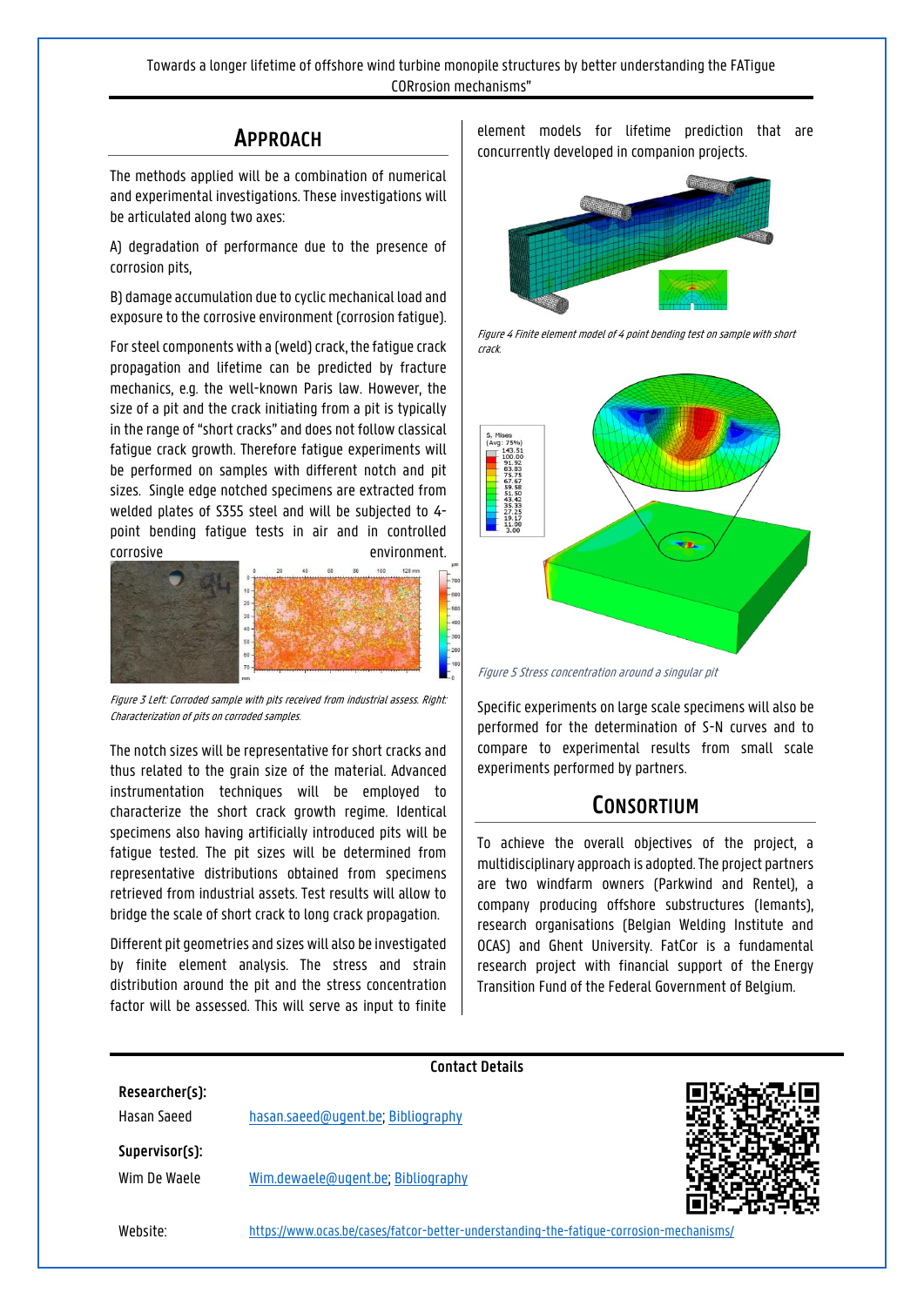## Approach

The methods applied will be a combination of numerical and experimental investigations. These investigations will be articulated along two axes:

A) degradation of performance due to the presence of corrosion pits,

B) damage accumulation due to cyclic mechanical load and exposure to the corrosive environment (corrosion fatigue).

For steel components with a (weld) crack, the fatigue crack propagation and lifetime can be predicted by fracture mechanics, e.g. the well-known Paris law. However, the size of a pit and the crack initiating from a pit is typically in the range of "short cracks" and does not follow classical fatigue crack growth. Therefore fatigue experiments will be performed on samples with different notch and pit sizes. Single edge notched specimens are extracted from welded plates of S355 steel and will be subjected to 4-point bending fatigue tests in air and in controlled corrosive environment.

*Figure 3 Left: Corroded sample with pits received from industrial assess. Right: Characterization of pits on corroded samples.*

The notch sizes will be representative for short cracks and thus related to the grain size of the material. Advanced instrumentation techniques will be employed to characterize the short crack growth regime. Identical specimens also having artificially introduced pits will be fatigue tested. The pit sizes will be determined from representative distributions obtained from specimens retrieved from industrial assets. Test results will allow to bridge the scale of short crack to long crack propagation.

Different pit geometries and sizes will also be investigated by finite element analysis. The stress and strain distribution around the pit and the stress concentration factor will be assessed. This will serve as input to finite element models for lifetime prediction that are concurrently developed in companion projects.

*Figure 4 Finite element model of 4 point bending test on sample with short crack.*

*Figure 5 Stress concentration around a singular pit*

Specific experiments on large scale specimens will also be performed for the determination of S-N curves and to compare to experimental results from small scale experiments performed by partners.

## Consortium

To achieve the overall objectives of the project, a multidisciplinary approach is adopted. The project partners are two windfarm owners (Parkwind and Rentel), a company producing offshore substructures (Iemants), research organisations (Belgian Welding Institute and OCAS) and Ghent University. FatCor is a fundamental research project with financial support of the Energy Transition Fund of the Federal Government of Belgium.

**Contact Details**

**Researcher(s):**

Hasan Saeed — hasan.saeed@ugent.be; Bibliography

**Supervisor(s):**

Wim De Waele — Wim.dewaele@ugent.be; Bibliography

Website: https://www.ocas.be/cases/fatcor-better-understanding-the-fatigue-corrosion-mechanisms/